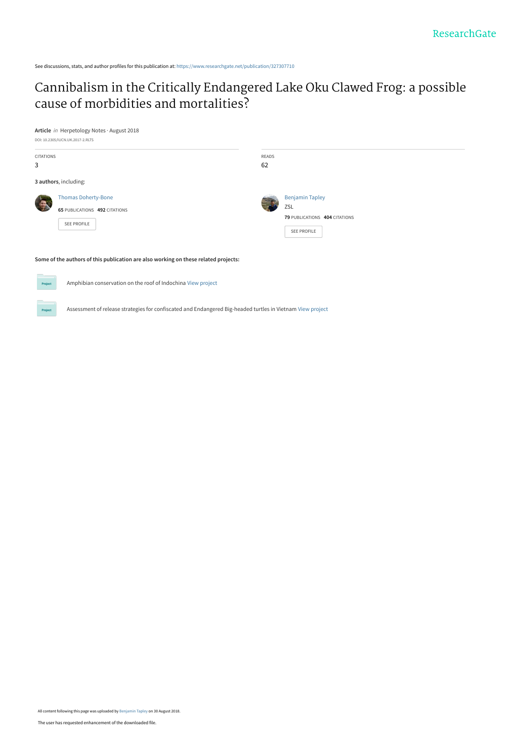See discussions, stats, and author profiles for this publication at: https://www.researchgate.net/publication/327307710

# Cannibalism in the Critically Endangered Lake Oku Clawed Frog: a possible cause of morbidities and mortalities?

**Article** *in* Herpetology Notes · August 2018

DOI: 10.2305/IUCN.UK.2017-2.RLTS

| CITATIONS | READS |
|---|---|
| 3 | 62 |

**3 authors**, including:

Thomas Doherty-Bone
**65** PUBLICATIONS **492** CITATIONS
SEE PROFILE

Benjamin Tapley
ZSL
**79** PUBLICATIONS **404** CITATIONS
SEE PROFILE

**Some of the authors of this publication are also working on these related projects:**

Project: Amphibian conservation on the roof of Indochina View project

Project: Assessment of release strategies for confiscated and Endangered Big-headed turtles in Vietnam View project

All content following this page was uploaded by Benjamin Tapley on 30 August 2018.

The user has requested enhancement of the downloaded file.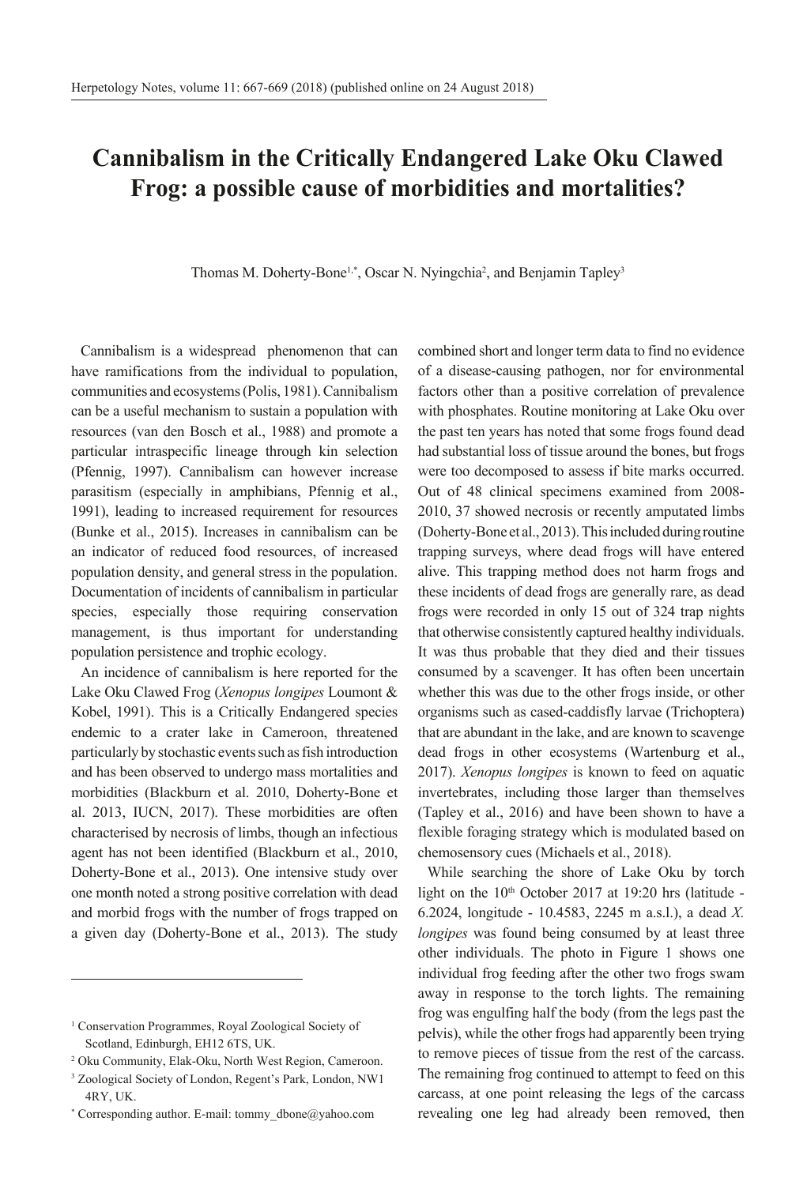# Cannibalism in the Critically Endangered Lake Oku Clawed Frog: a possible cause of morbidities and mortalities?

Thomas M. Doherty-Bone[1,*], Oscar N. Nyingchia[2], and Benjamin Tapley[3]

Cannibalism is a widespread phenomenon that can have ramifications from the individual to population, communities and ecosystems (Polis, 1981). Cannibalism can be a useful mechanism to sustain a population with resources (van den Bosch et al., 1988) and promote a particular intraspecific lineage through kin selection (Pfennig, 1997). Cannibalism can however increase parasitism (especially in amphibians, Pfennig et al., 1991), leading to increased requirement for resources (Bunke et al., 2015). Increases in cannibalism can be an indicator of reduced food resources, of increased population density, and general stress in the population. Documentation of incidents of cannibalism in particular species, especially those requiring conservation management, is thus important for understanding population persistence and trophic ecology.

An incidence of cannibalism is here reported for the Lake Oku Clawed Frog (*Xenopus longipes* Loumont & Kobel, 1991). This is a Critically Endangered species endemic to a crater lake in Cameroon, threatened particularly by stochastic events such as fish introduction and has been observed to undergo mass mortalities and morbidities (Blackburn et al. 2010, Doherty-Bone et al. 2013, IUCN, 2017). These morbidities are often characterised by necrosis of limbs, though an infectious agent has not been identified (Blackburn et al., 2010, Doherty-Bone et al., 2013). One intensive study over one month noted a strong positive correlation with dead and morbid frogs with the number of frogs trapped on a given day (Doherty-Bone et al., 2013). The study combined short and longer term data to find no evidence of a disease-causing pathogen, nor for environmental factors other than a positive correlation of prevalence with phosphates. Routine monitoring at Lake Oku over the past ten years has noted that some frogs found dead had substantial loss of tissue around the bones, but frogs were too decomposed to assess if bite marks occurred. Out of 48 clinical specimens examined from 2008-2010, 37 showed necrosis or recently amputated limbs (Doherty-Bone et al., 2013). This included during routine trapping surveys, where dead frogs will have entered alive. This trapping method does not harm frogs and these incidents of dead frogs are generally rare, as dead frogs were recorded in only 15 out of 324 trap nights that otherwise consistently captured healthy individuals. It was thus probable that they died and their tissues consumed by a scavenger. It has often been uncertain whether this was due to the other frogs inside, or other organisms such as cased-caddisfly larvae (Trichoptera) that are abundant in the lake, and are known to scavenge dead frogs in other ecosystems (Wartenburg et al., 2017). *Xenopus longipes* is known to feed on aquatic invertebrates, including those larger than themselves (Tapley et al., 2016) and have been shown to have a flexible foraging strategy which is modulated based on chemosensory cues (Michaels et al., 2018).

While searching the shore of Lake Oku by torch light on the 10th October 2017 at 19:20 hrs (latitude - 6.2024, longitude - 10.4583, 2245 m a.s.l.), a dead *X. longipes* was found being consumed by at least three other individuals. The photo in Figure 1 shows one individual frog feeding after the other two frogs swam away in response to the torch lights. The remaining frog was engulfing half the body (from the legs past the pelvis), while the other frogs had apparently been trying to remove pieces of tissue from the rest of the carcass. The remaining frog continued to attempt to feed on this carcass, at one point releasing the legs of the carcass revealing one leg had already been removed, then

[1] Conservation Programmes, Royal Zoological Society of Scotland, Edinburgh, EH12 6TS, UK.

[2] Oku Community, Elak-Oku, North West Region, Cameroon.

[3] Zoological Society of London, Regent's Park, London, NW1 4RY, UK.

[*] Corresponding author. E-mail: tommy_dbone@yahoo.com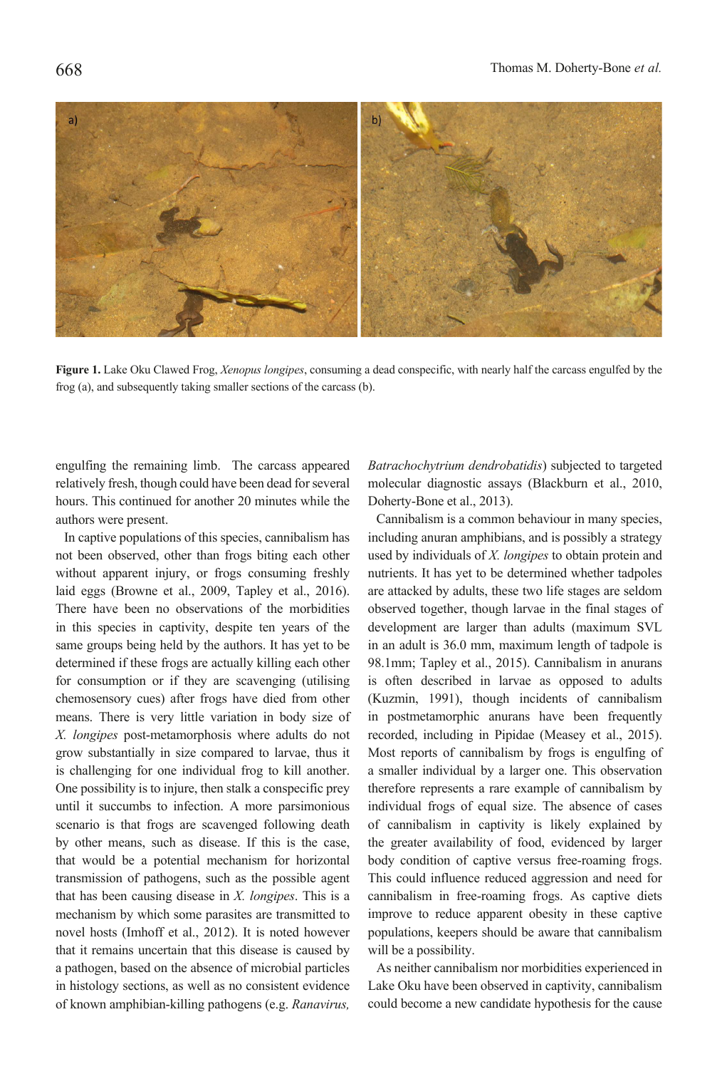**Figure 1.** Lake Oku Clawed Frog, *Xenopus longipes*, consuming a dead conspecific, with nearly half the carcass engulfed by the frog (a), and subsequently taking smaller sections of the carcass (b).

engulfing the remaining limb. The carcass appeared relatively fresh, though could have been dead for several hours. This continued for another 20 minutes while the authors were present.

In captive populations of this species, cannibalism has not been observed, other than frogs biting each other without apparent injury, or frogs consuming freshly laid eggs (Browne et al., 2009, Tapley et al., 2016). There have been no observations of the morbidities in this species in captivity, despite ten years of the same groups being held by the authors. It has yet to be determined if these frogs are actually killing each other for consumption or if they are scavenging (utilising chemosensory cues) after frogs have died from other means. There is very little variation in body size of *X. longipes* post-metamorphosis where adults do not grow substantially in size compared to larvae, thus it is challenging for one individual frog to kill another. One possibility is to injure, then stalk a conspecific prey until it succumbs to infection. A more parsimonious scenario is that frogs are scavenged following death by other means, such as disease. If this is the case, that would be a potential mechanism for horizontal transmission of pathogens, such as the possible agent that has been causing disease in *X. longipes*. This is a mechanism by which some parasites are transmitted to novel hosts (Imhoff et al., 2012). It is noted however that it remains uncertain that this disease is caused by a pathogen, based on the absence of microbial particles in histology sections, as well as no consistent evidence of known amphibian-killing pathogens (e.g. *Ranavirus, Batrachochytrium dendrobatidis*) subjected to targeted molecular diagnostic assays (Blackburn et al., 2010, Doherty-Bone et al., 2013).

Cannibalism is a common behaviour in many species, including anuran amphibians, and is possibly a strategy used by individuals of *X. longipes* to obtain protein and nutrients. It has yet to be determined whether tadpoles are attacked by adults, these two life stages are seldom observed together, though larvae in the final stages of development are larger than adults (maximum SVL in an adult is 36.0 mm, maximum length of tadpole is 98.1mm; Tapley et al., 2015). Cannibalism in anurans is often described in larvae as opposed to adults (Kuzmin, 1991), though incidents of cannibalism in postmetamorphic anurans have been frequently recorded, including in Pipidae (Measey et al., 2015). Most reports of cannibalism by frogs is engulfing of a smaller individual by a larger one. This observation therefore represents a rare example of cannibalism by individual frogs of equal size. The absence of cases of cannibalism in captivity is likely explained by the greater availability of food, evidenced by larger body condition of captive versus free-roaming frogs. This could influence reduced aggression and need for cannibalism in free-roaming frogs. As captive diets improve to reduce apparent obesity in these captive populations, keepers should be aware that cannibalism will be a possibility.

As neither cannibalism nor morbidities experienced in Lake Oku have been observed in captivity, cannibalism could become a new candidate hypothesis for the cause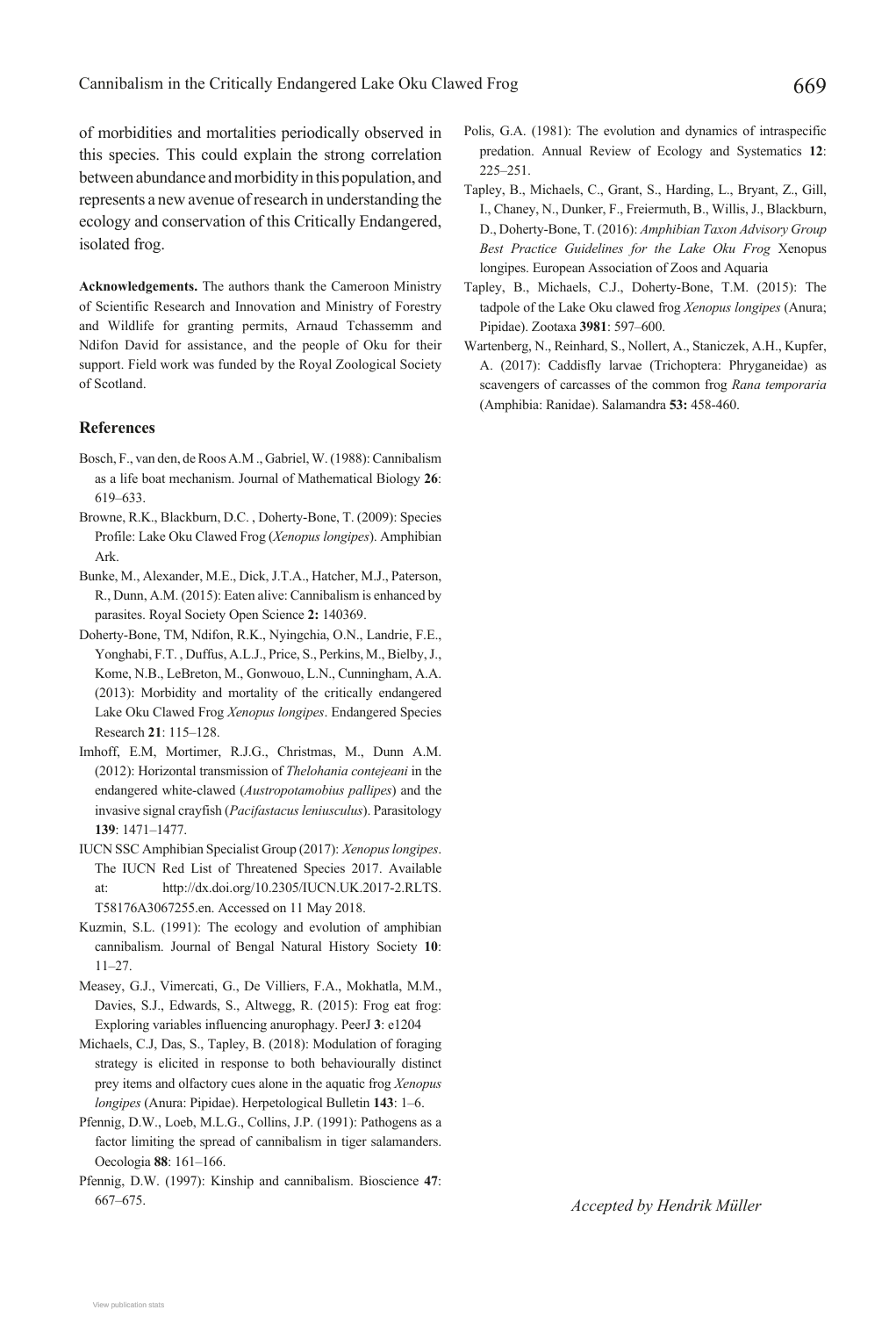of morbidities and mortalities periodically observed in this species. This could explain the strong correlation between abundance and morbidity in this population, and represents a new avenue of research in understanding the ecology and conservation of this Critically Endangered, isolated frog.

**Acknowledgements.** The authors thank the Cameroon Ministry of Scientific Research and Innovation and Ministry of Forestry and Wildlife for granting permits, Arnaud Tchassemm and Ndifon David for assistance, and the people of Oku for their support. Field work was funded by the Royal Zoological Society of Scotland.

## References

Bosch, F., van den, de Roos A.M ., Gabriel, W. (1988): Cannibalism as a life boat mechanism. Journal of Mathematical Biology **26**: 619–633.

Browne, R.K., Blackburn, D.C. , Doherty-Bone, T. (2009): Species Profile: Lake Oku Clawed Frog (*Xenopus longipes*). Amphibian Ark.

Bunke, M., Alexander, M.E., Dick, J.T.A., Hatcher, M.J., Paterson, R., Dunn, A.M. (2015): Eaten alive: Cannibalism is enhanced by parasites. Royal Society Open Science **2:** 140369.

Doherty-Bone, TM, Ndifon, R.K., Nyingchia, O.N., Landrie, F.E., Yonghabi, F.T. , Duffus, A.L.J., Price, S., Perkins, M., Bielby, J., Kome, N.B., LeBreton, M., Gonwouo, L.N., Cunningham, A.A. (2013): Morbidity and mortality of the critically endangered Lake Oku Clawed Frog *Xenopus longipes*. Endangered Species Research **21**: 115–128.

Imhoff, E.M, Mortimer, R.J.G., Christmas, M., Dunn A.M. (2012): Horizontal transmission of *Thelohania contejeani* in the endangered white-clawed (*Austropotamobius pallipes*) and the invasive signal crayfish (*Pacifastacus leniusculus*). Parasitology **139**: 1471–1477.

IUCN SSC Amphibian Specialist Group (2017): *Xenopus longipes*. The IUCN Red List of Threatened Species 2017. Available at: http://dx.doi.org/10.2305/IUCN.UK.2017-2.RLTS.T58176A3067255.en. Accessed on 11 May 2018.

Kuzmin, S.L. (1991): The ecology and evolution of amphibian cannibalism. Journal of Bengal Natural History Society **10**: 11–27.

Measey, G.J., Vimercati, G., De Villiers, F.A., Mokhatla, M.M., Davies, S.J., Edwards, S., Altwegg, R. (2015): Frog eat frog: Exploring variables influencing anurophagy. PeerJ **3**: e1204

Michaels, C.J, Das, S., Tapley, B. (2018): Modulation of foraging strategy is elicited in response to both behaviourally distinct prey items and olfactory cues alone in the aquatic frog *Xenopus longipes* (Anura: Pipidae). Herpetological Bulletin **143**: 1–6.

Pfennig, D.W., Loeb, M.L.G., Collins, J.P. (1991): Pathogens as a factor limiting the spread of cannibalism in tiger salamanders. Oecologia **88**: 161–166.

Pfennig, D.W. (1997): Kinship and cannibalism. Bioscience **47**: 667–675.

Polis, G.A. (1981): The evolution and dynamics of intraspecific predation. Annual Review of Ecology and Systematics **12**: 225–251.

Tapley, B., Michaels, C., Grant, S., Harding, L., Bryant, Z., Gill, I., Chaney, N., Dunker, F., Freiermuth, B., Willis, J., Blackburn, D., Doherty-Bone, T. (2016): *Amphibian Taxon Advisory Group Best Practice Guidelines for the Lake Oku Frog* Xenopus longipes. European Association of Zoos and Aquaria

Tapley, B., Michaels, C.J., Doherty-Bone, T.M. (2015): The tadpole of the Lake Oku clawed frog *Xenopus longipes* (Anura; Pipidae). Zootaxa **3981**: 597–600.

Wartenberg, N., Reinhard, S., Nollert, A., Staniczek, A.H., Kupfer, A. (2017): Caddisfly larvae (Trichoptera: Phryganeidae) as scavengers of carcasses of the common frog *Rana temporaria* (Amphibia: Ranidae). Salamandra **53:** 458-460.

*Accepted by Hendrik Müller*